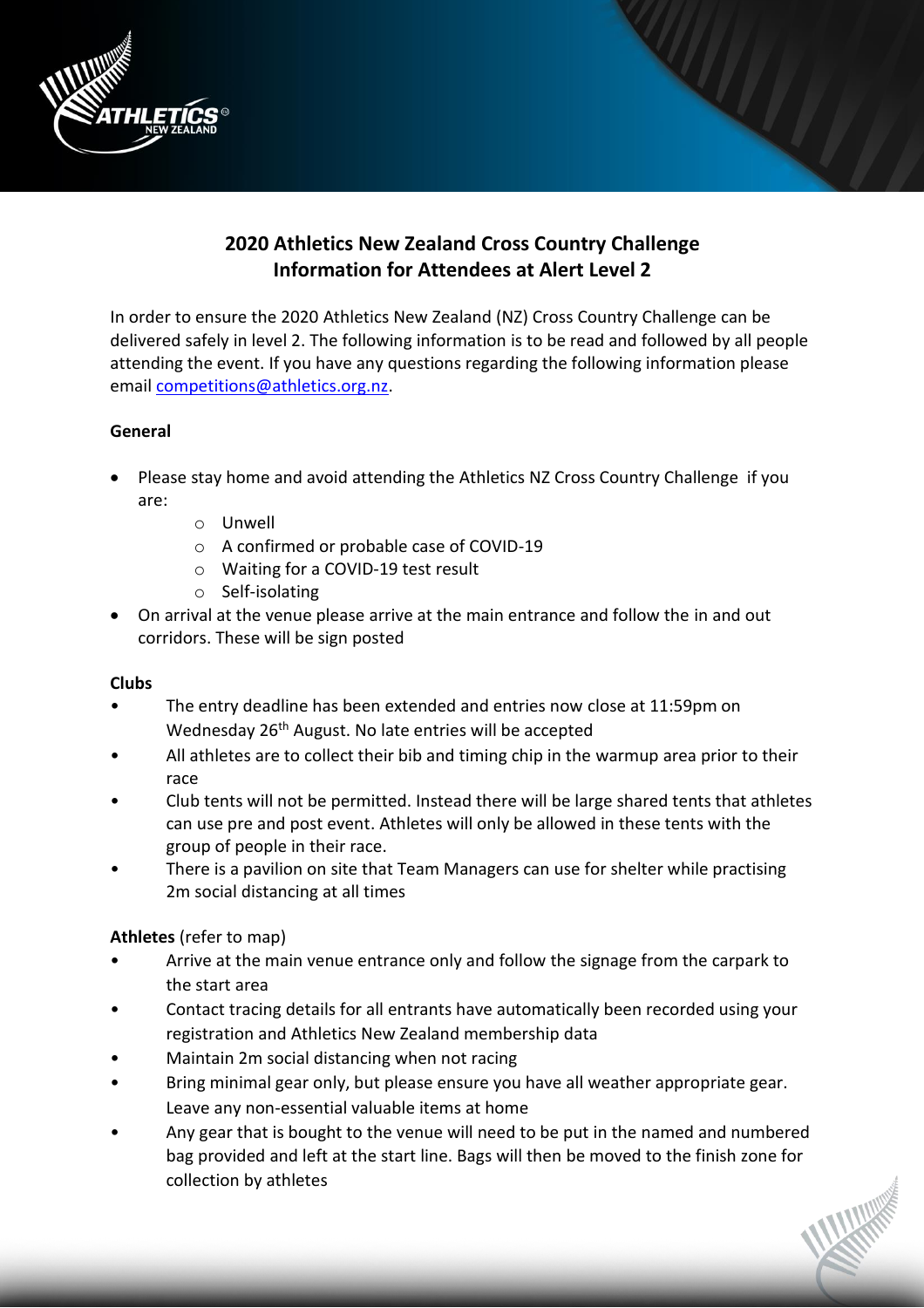# 2020 Athletics New Zealand Cross Country Challenge
# Information for Attendees at Alert Level 2

In order to ensure the 2020 Athletics New Zealand (NZ) Cross Country Challenge can be delivered safely in level 2. The following information is to be read and followed by all people attending the event. If you have any questions regarding the following information please email competitions@athletics.org.nz.

**General**

- Please stay home and avoid attending the Athletics NZ Cross Country Challenge if you are:
  - Unwell
  - A confirmed or probable case of COVID-19
  - Waiting for a COVID-19 test result
  - Self-isolating
- On arrival at the venue please arrive at the main entrance and follow the in and out corridors. These will be sign posted

**Clubs**

- The entry deadline has been extended and entries now close at 11:59pm on Wednesday 26th August. No late entries will be accepted
- All athletes are to collect their bib and timing chip in the warmup area prior to their race
- Club tents will not be permitted. Instead there will be large shared tents that athletes can use pre and post event. Athletes will only be allowed in these tents with the group of people in their race.
- There is a pavilion on site that Team Managers can use for shelter while practising 2m social distancing at all times

**Athletes** (refer to map)

- Arrive at the main venue entrance only and follow the signage from the carpark to the start area
- Contact tracing details for all entrants have automatically been recorded using your registration and Athletics New Zealand membership data
- Maintain 2m social distancing when not racing
- Bring minimal gear only, but please ensure you have all weather appropriate gear. Leave any non-essential valuable items at home
- Any gear that is bought to the venue will need to be put in the named and numbered bag provided and left at the start line. Bags will then be moved to the finish zone for collection by athletes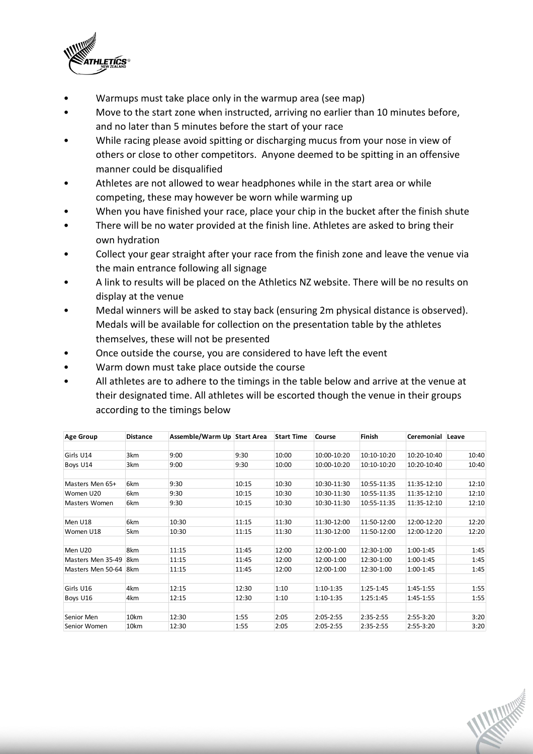- Warmups must take place only in the warmup area (see map)
- Move to the start zone when instructed, arriving no earlier than 10 minutes before, and no later than 5 minutes before the start of your race
- While racing please avoid spitting or discharging mucus from your nose in view of others or close to other competitors. Anyone deemed to be spitting in an offensive manner could be disqualified
- Athletes are not allowed to wear headphones while in the start area or while competing, these may however be worn while warming up
- When you have finished your race, place your chip in the bucket after the finish shute
- There will be no water provided at the finish line. Athletes are asked to bring their own hydration
- Collect your gear straight after your race from the finish zone and leave the venue via the main entrance following all signage
- A link to results will be placed on the Athletics NZ website. There will be no results on display at the venue
- Medal winners will be asked to stay back (ensuring 2m physical distance is observed). Medals will be available for collection on the presentation table by the athletes themselves, these will not be presented
- Once outside the course, you are considered to have left the event
- Warm down must take place outside the course
- All athletes are to adhere to the timings in the table below and arrive at the venue at their designated time. All athletes will be escorted though the venue in their groups according to the timings below

| Age Group | Distance | Assemble/Warm Up | Start Area | Start Time | Course | Finish | Ceremonial | Leave |
|---|---|---|---|---|---|---|---|---|
| | | | | | | | | |
| Girls U14 | 3km | 9:00 | 9:30 | 10:00 | 10:00-10:20 | 10:10-10:20 | 10:20-10:40 | 10:40 |
| Boys U14 | 3km | 9:00 | 9:30 | 10:00 | 10:00-10:20 | 10:10-10:20 | 10:20-10:40 | 10:40 |
| | | | | | | | | |
| Masters Men 65+ | 6km | 9:30 | 10:15 | 10:30 | 10:30-11:30 | 10:55-11:35 | 11:35-12:10 | 12:10 |
| Women U20 | 6km | 9:30 | 10:15 | 10:30 | 10:30-11:30 | 10:55-11:35 | 11:35-12:10 | 12:10 |
| Masters Women | 6km | 9:30 | 10:15 | 10:30 | 10:30-11:30 | 10:55-11:35 | 11:35-12:10 | 12:10 |
| | | | | | | | | |
| Men U18 | 6km | 10:30 | 11:15 | 11:30 | 11:30-12:00 | 11:50-12:00 | 12:00-12:20 | 12:20 |
| Women U18 | 5km | 10:30 | 11:15 | 11:30 | 11:30-12:00 | 11:50-12:00 | 12:00-12:20 | 12:20 |
| | | | | | | | | |
| Men U20 | 8km | 11:15 | 11:45 | 12:00 | 12:00-1:00 | 12:30-1:00 | 1:00-1:45 | 1:45 |
| Masters Men 35-49 | 8km | 11:15 | 11:45 | 12:00 | 12:00-1:00 | 12:30-1:00 | 1:00-1:45 | 1:45 |
| Masters Men 50-64 | 8km | 11:15 | 11:45 | 12:00 | 12:00-1:00 | 12:30-1:00 | 1:00-1:45 | 1:45 |
| | | | | | | | | |
| Girls U16 | 4km | 12:15 | 12:30 | 1:10 | 1:10-1:35 | 1:25-1:45 | 1:45-1:55 | 1:55 |
| Boys U16 | 4km | 12:15 | 12:30 | 1:10 | 1:10-1:35 | 1:25:1:45 | 1:45-1:55 | 1:55 |
| | | | | | | | | |
| Senior Men | 10km | 12:30 | 1:55 | 2:05 | 2:05-2:55 | 2:35-2:55 | 2:55-3:20 | 3:20 |
| Senior Women | 10km | 12:30 | 1:55 | 2:05 | 2:05-2:55 | 2:35-2:55 | 2:55-3:20 | 3:20 |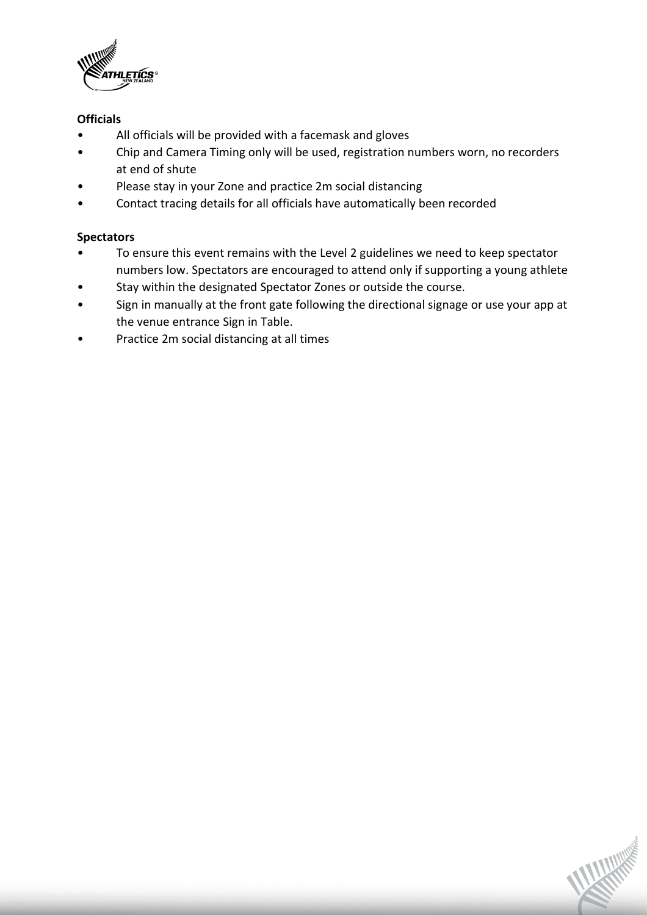**Officials**

- All officials will be provided with a facemask and gloves
- Chip and Camera Timing only will be used, registration numbers worn, no recorders at end of shute
- Please stay in your Zone and practice 2m social distancing
- Contact tracing details for all officials have automatically been recorded

**Spectators**

- To ensure this event remains with the Level 2 guidelines we need to keep spectator numbers low. Spectators are encouraged to attend only if supporting a young athlete
- Stay within the designated Spectator Zones or outside the course.
- Sign in manually at the front gate following the directional signage or use your app at the venue entrance Sign in Table.
- Practice 2m social distancing at all times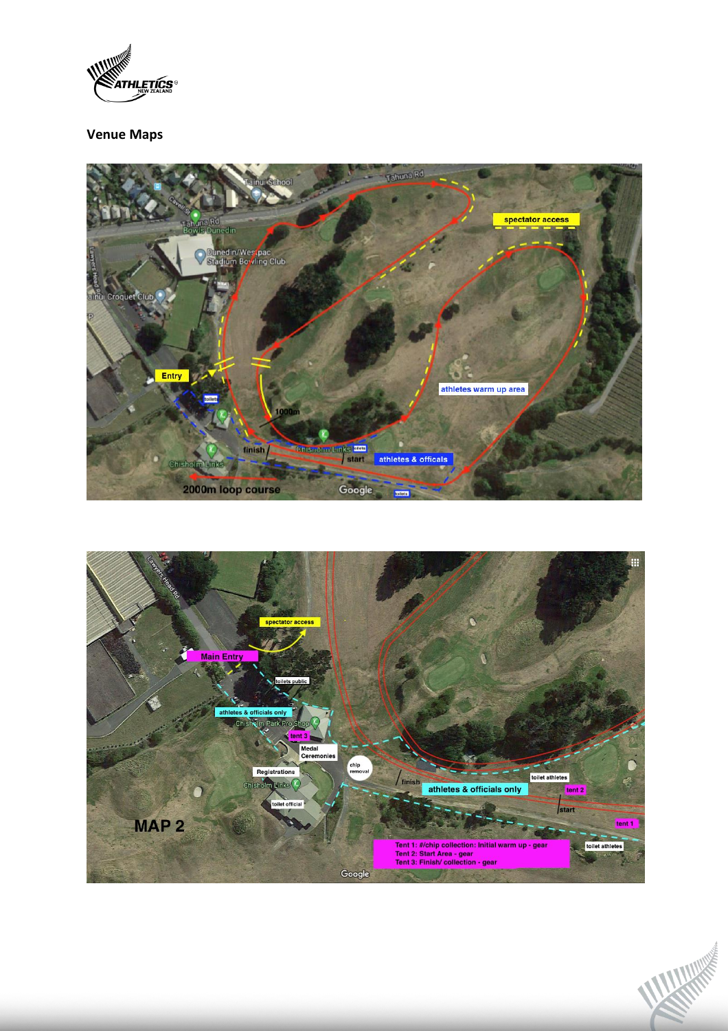## Venue Maps

spectator access

Entry

athletes warm up area

1000m

finish

start

athletes & officals

2000m loop course

spectator access

Main Entry

toilets public

athletes & officials only

tent 3

Medal Ceremonies

chip removal

finish

Registrations

athletes & officials only

toilet athletes

tent 2

start

toilet official

tent 1

MAP 2

Tent 1: #/chip collection: Initial warm up - gear
Tent 2: Start Area - gear
Tent 3: Finish/ collection - gear

toilet athletes